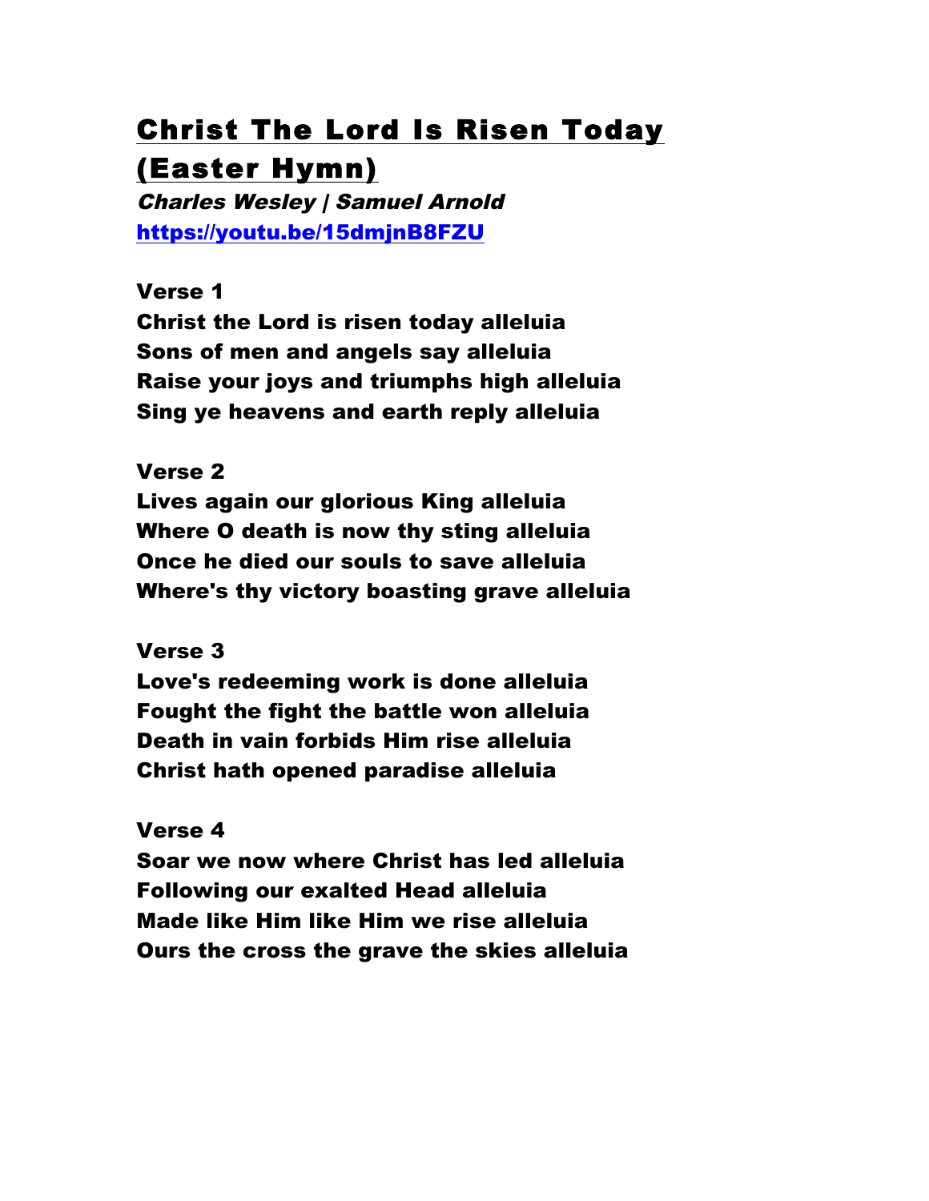# Christ The Lord Is Risen Today (Easter Hymn)

***Charles Wesley | Samuel Arnold***

**https://youtu.be/15dmjnB8FZU**

**Verse 1**

**Christ the Lord is risen today alleluia**
**Sons of men and angels say alleluia**
**Raise your joys and triumphs high alleluia**
**Sing ye heavens and earth reply alleluia**

**Verse 2**

**Lives again our glorious King alleluia**
**Where O death is now thy sting alleluia**
**Once he died our souls to save alleluia**
**Where's thy victory boasting grave alleluia**

**Verse 3**

**Love's redeeming work is done alleluia**
**Fought the fight the battle won alleluia**
**Death in vain forbids Him rise alleluia**
**Christ hath opened paradise alleluia**

**Verse 4**

**Soar we now where Christ has led alleluia**
**Following our exalted Head alleluia**
**Made like Him like Him we rise alleluia**
**Ours the cross the grave the skies alleluia**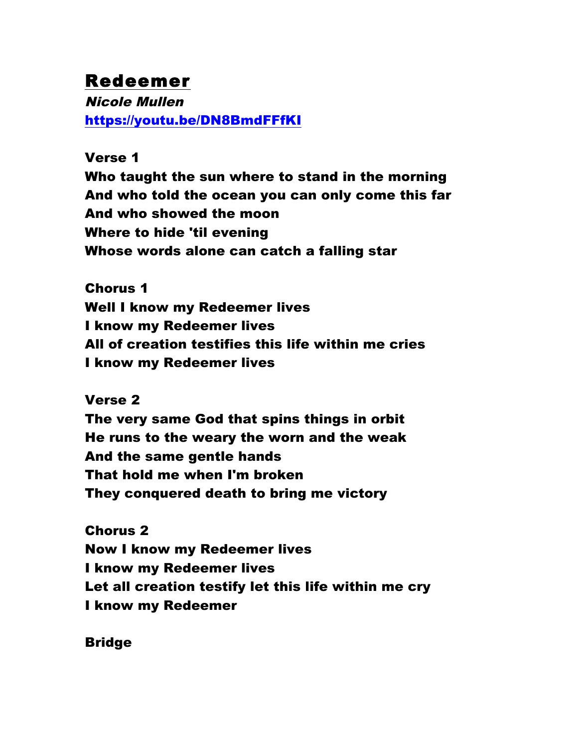# Redeemer

*Nicole Mullen*

https://youtu.be/DN8BmdFFfKI

**Verse 1**

**Who taught the sun where to stand in the morning**
**And who told the ocean you can only come this far**
**And who showed the moon**
**Where to hide 'til evening**
**Whose words alone can catch a falling star**

**Chorus 1**

**Well I know my Redeemer lives**
**I know my Redeemer lives**
**All of creation testifies this life within me cries**
**I know my Redeemer lives**

**Verse 2**

**The very same God that spins things in orbit**
**He runs to the weary the worn and the weak**
**And the same gentle hands**
**That hold me when I'm broken**
**They conquered death to bring me victory**

**Chorus 2**

**Now I know my Redeemer lives**
**I know my Redeemer lives**
**Let all creation testify let this life within me cry**
**I know my Redeemer**

**Bridge**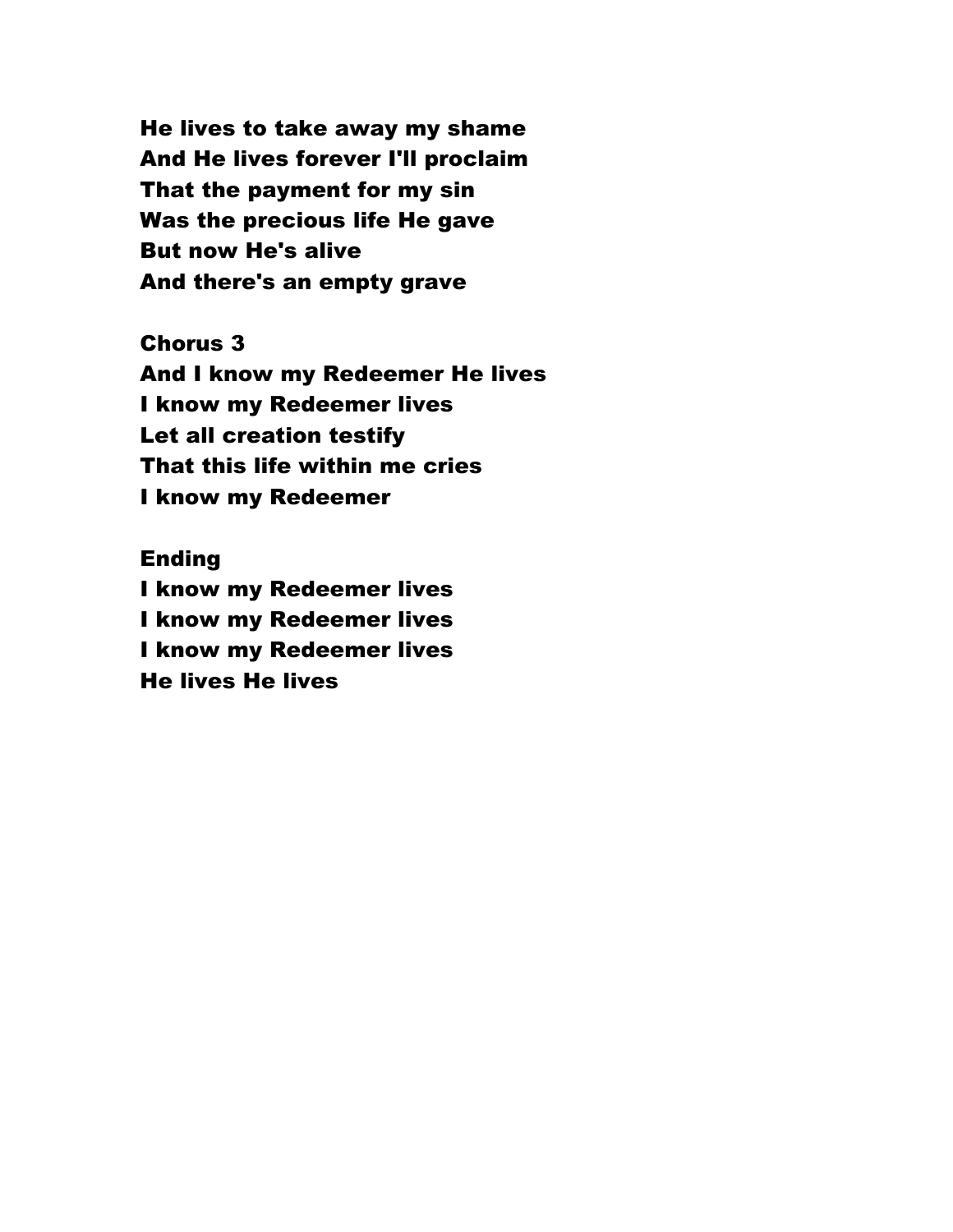**He lives to take away my shame**
**And He lives forever I'll proclaim**
**That the payment for my sin**
**Was the precious life He gave**
**But now He's alive**
**And there's an empty grave**

**Chorus 3**
**And I know my Redeemer He lives**
**I know my Redeemer lives**
**Let all creation testify**
**That this life within me cries**
**I know my Redeemer**

**Ending**
**I know my Redeemer lives**
**I know my Redeemer lives**
**I know my Redeemer lives**
**He lives He lives**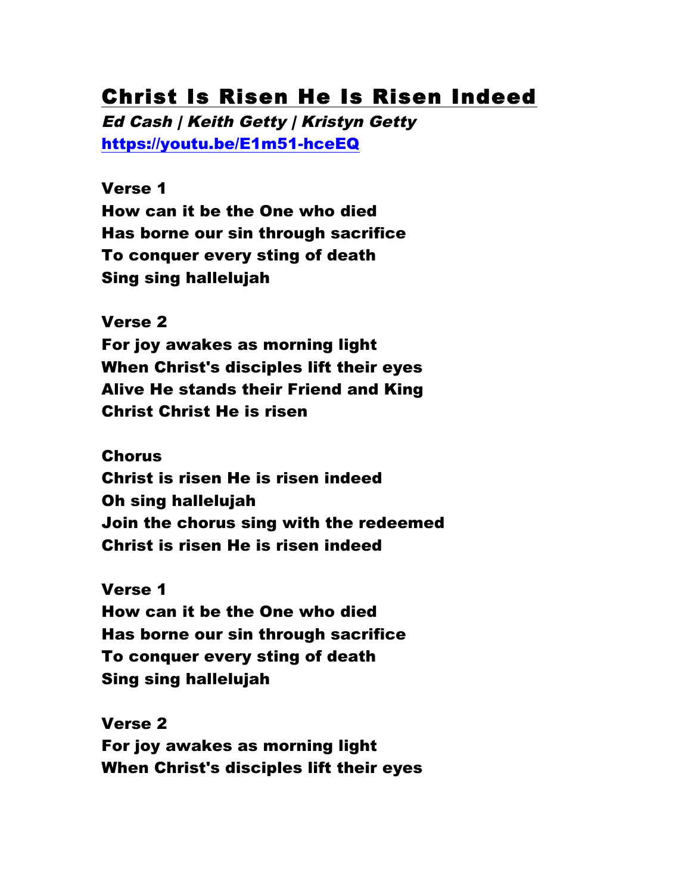# Christ Is Risen He Is Risen Indeed

*Ed Cash | Keith Getty | Kristyn Getty*
[https://youtu.be/E1m51-hceEQ](https://youtu.be/E1m51-hceEQ)

**Verse 1**
**How can it be the One who died**
**Has borne our sin through sacrifice**
**To conquer every sting of death**
**Sing sing hallelujah**

**Verse 2**
**For joy awakes as morning light**
**When Christ's disciples lift their eyes**
**Alive He stands their Friend and King**
**Christ Christ He is risen**

**Chorus**
**Christ is risen He is risen indeed**
**Oh sing hallelujah**
**Join the chorus sing with the redeemed**
**Christ is risen He is risen indeed**

**Verse 1**
**How can it be the One who died**
**Has borne our sin through sacrifice**
**To conquer every sting of death**
**Sing sing hallelujah**

**Verse 2**
**For joy awakes as morning light**
**When Christ's disciples lift their eyes**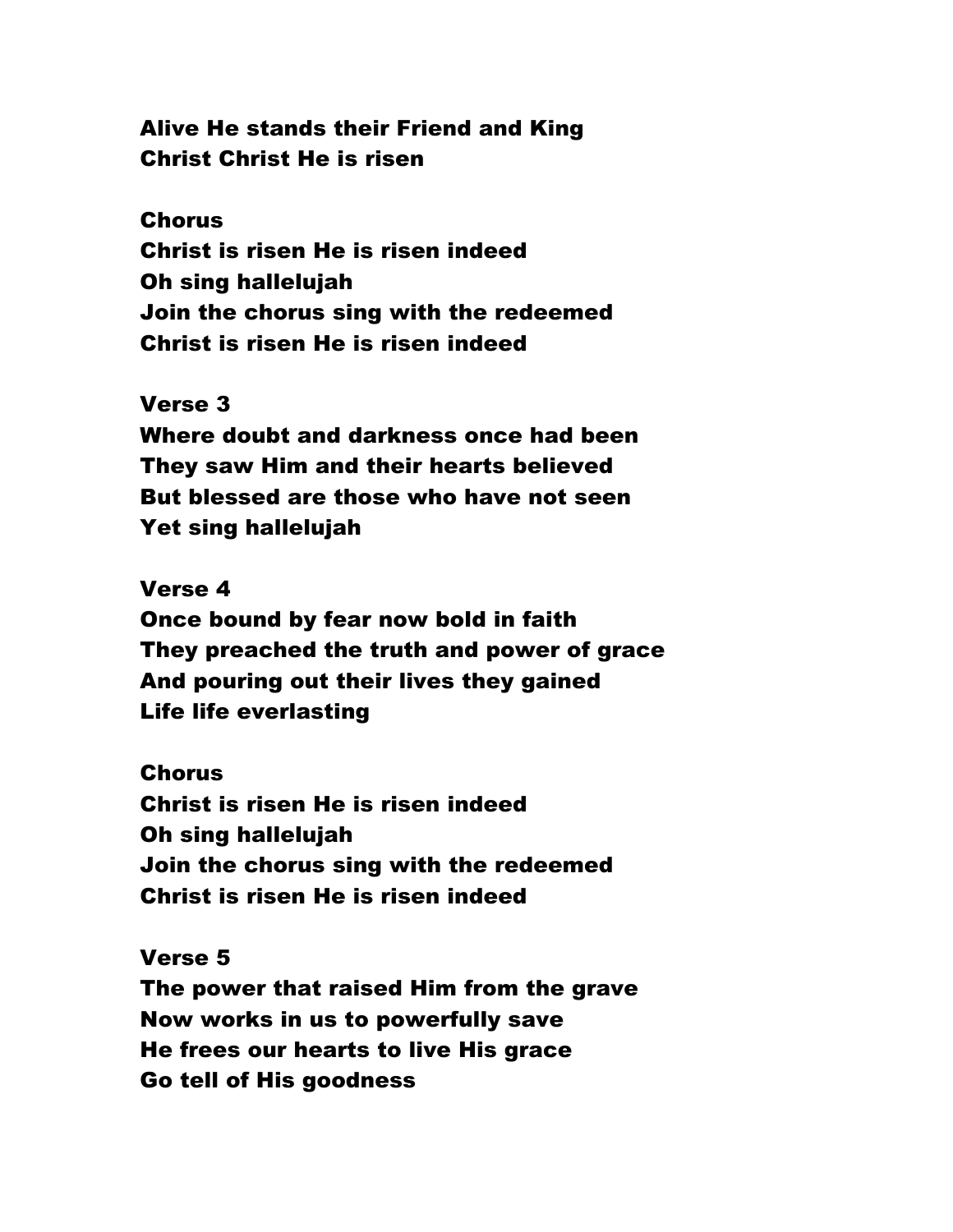Alive He stands their Friend and King
Christ Christ He is risen

**Chorus**
Christ is risen He is risen indeed
Oh sing hallelujah
Join the chorus sing with the redeemed
Christ is risen He is risen indeed

**Verse 3**
Where doubt and darkness once had been
They saw Him and their hearts believed
But blessed are those who have not seen
Yet sing hallelujah

**Verse 4**
Once bound by fear now bold in faith
They preached the truth and power of grace
And pouring out their lives they gained
Life life everlasting

**Chorus**
Christ is risen He is risen indeed
Oh sing hallelujah
Join the chorus sing with the redeemed
Christ is risen He is risen indeed

**Verse 5**
The power that raised Him from the grave
Now works in us to powerfully save
He frees our hearts to live His grace
Go tell of His goodness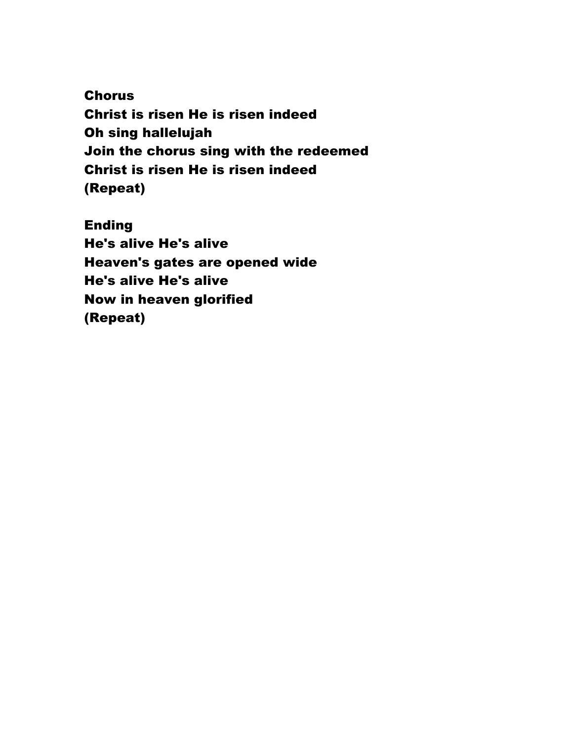**Chorus**
**Christ is risen He is risen indeed**
**Oh sing hallelujah**
**Join the chorus sing with the redeemed**
**Christ is risen He is risen indeed**
**(Repeat)**

**Ending**
**He's alive He's alive**
**Heaven's gates are opened wide**
**He's alive He's alive**
**Now in heaven glorified**
**(Repeat)**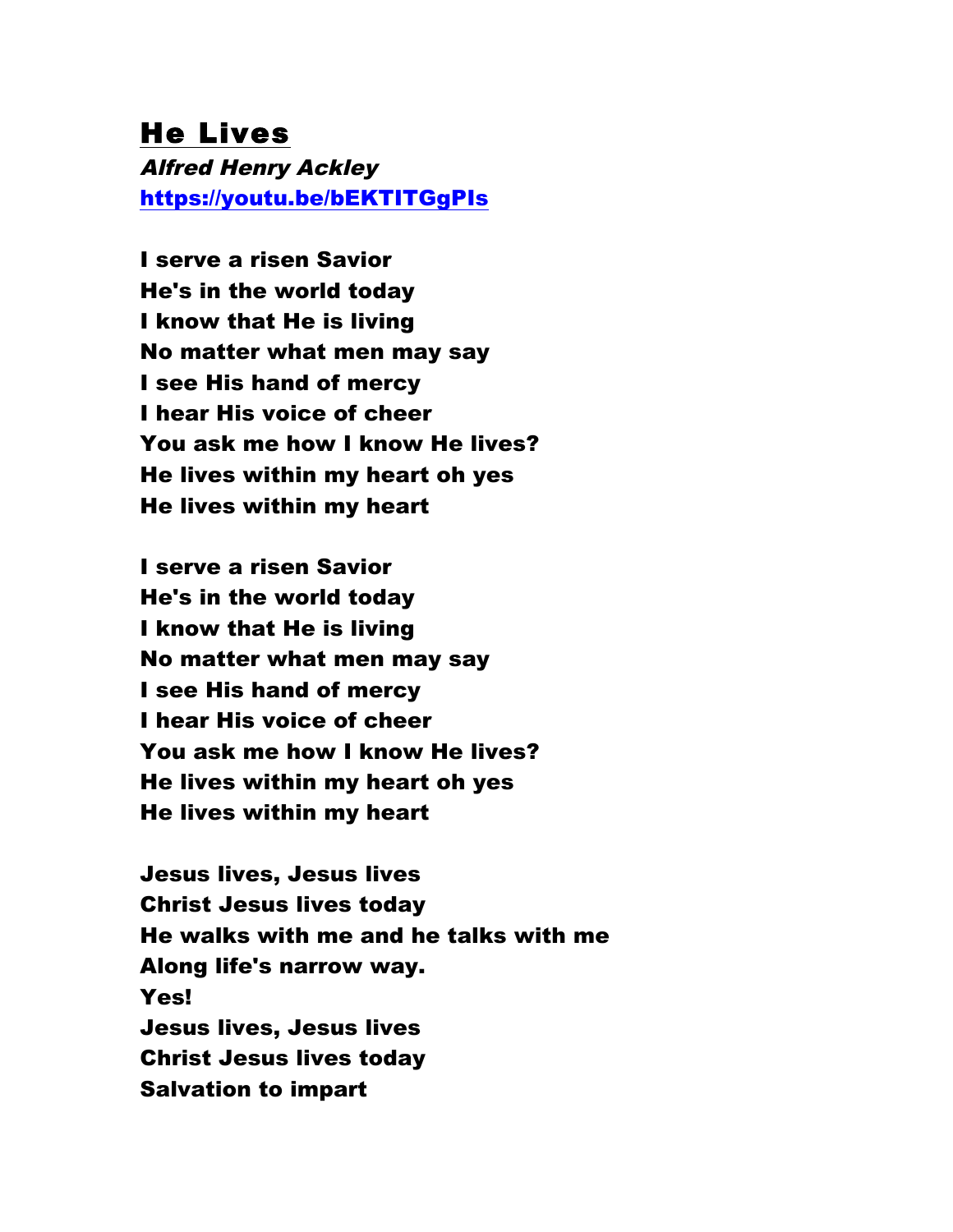## He Lives

***Alfred Henry Ackley***

**[https://youtu.be/bEKTITGgPIs](https://youtu.be/bEKTITGgPIs)**

**I serve a risen Savior**
**He's in the world today**
**I know that He is living**
**No matter what men may say**
**I see His hand of mercy**
**I hear His voice of cheer**
**You ask me how I know He lives?**
**He lives within my heart oh yes**
**He lives within my heart**

**I serve a risen Savior**
**He's in the world today**
**I know that He is living**
**No matter what men may say**
**I see His hand of mercy**
**I hear His voice of cheer**
**You ask me how I know He lives?**
**He lives within my heart oh yes**
**He lives within my heart**

**Jesus lives, Jesus lives**
**Christ Jesus lives today**
**He walks with me and he talks with me**
**Along life's narrow way.**
**Yes!**
**Jesus lives, Jesus lives**
**Christ Jesus lives today**
**Salvation to impart**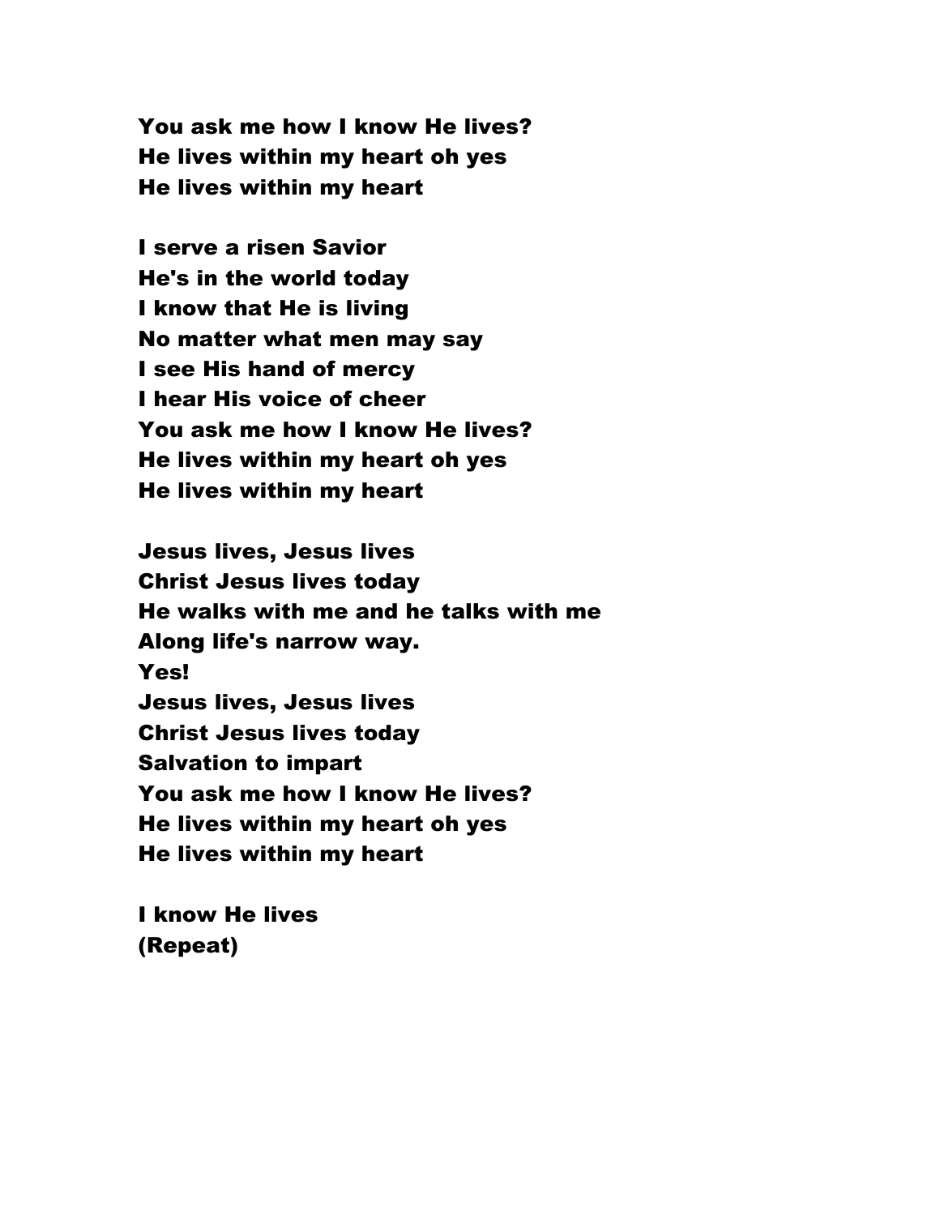**You ask me how I know He lives?**
**He lives within my heart oh yes**
**He lives within my heart**

**I serve a risen Savior**
**He's in the world today**
**I know that He is living**
**No matter what men may say**
**I see His hand of mercy**
**I hear His voice of cheer**
**You ask me how I know He lives?**
**He lives within my heart oh yes**
**He lives within my heart**

**Jesus lives, Jesus lives**
**Christ Jesus lives today**
**He walks with me and he talks with me**
**Along life's narrow way.**
**Yes!**
**Jesus lives, Jesus lives**
**Christ Jesus lives today**
**Salvation to impart**
**You ask me how I know He lives?**
**He lives within my heart oh yes**
**He lives within my heart**

**I know He lives**
**(Repeat)**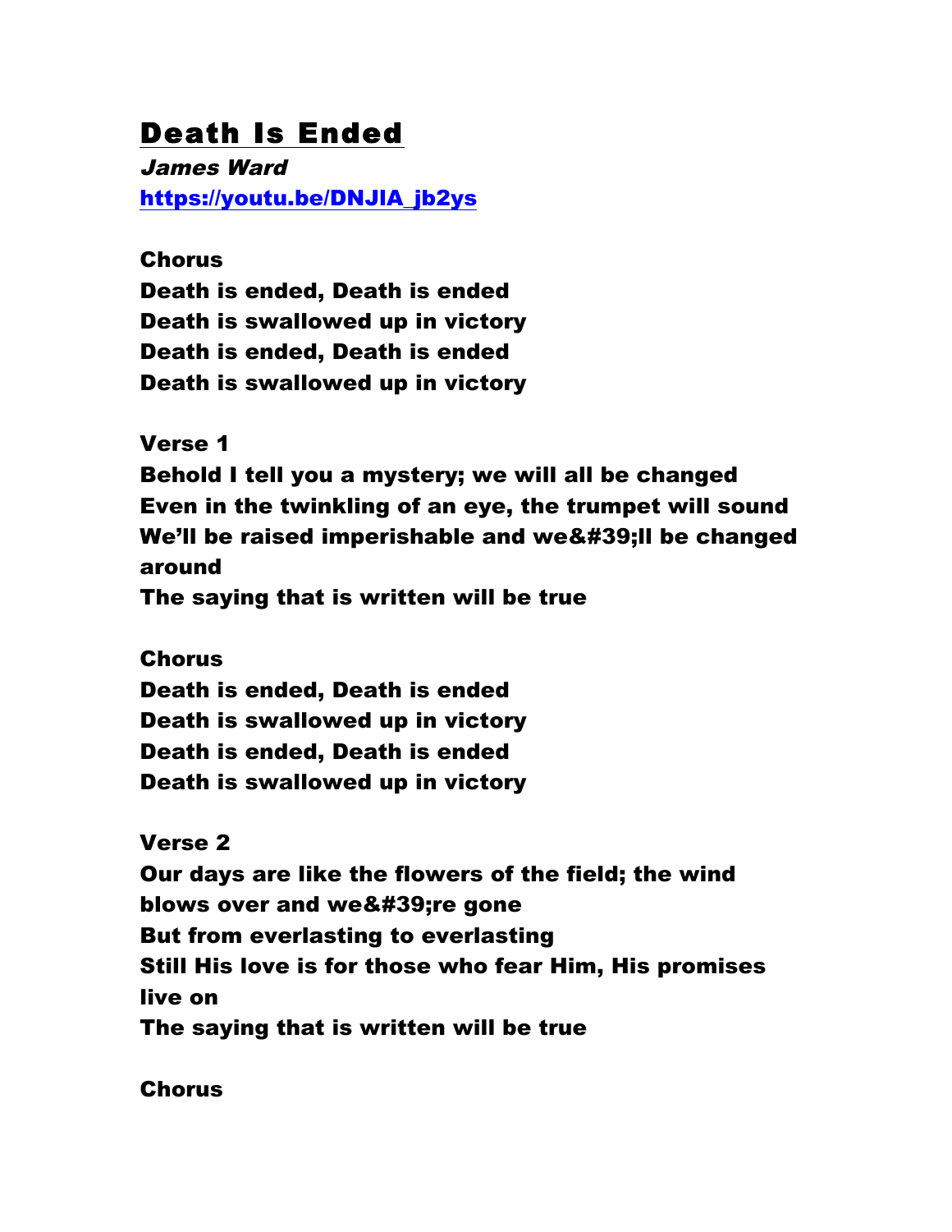# Death Is Ended

***James Ward***

**https://youtu.be/DNJIA_jb2ys**

**Chorus**
**Death is ended, Death is ended**
**Death is swallowed up in victory**
**Death is ended, Death is ended**
**Death is swallowed up in victory**

**Verse 1**
**Behold I tell you a mystery; we will all be changed**
**Even in the twinkling of an eye, the trumpet will sound**
**We'll be raised imperishable and we&#39;ll be changed around**
**The saying that is written will be true**

**Chorus**
**Death is ended, Death is ended**
**Death is swallowed up in victory**
**Death is ended, Death is ended**
**Death is swallowed up in victory**

**Verse 2**
**Our days are like the flowers of the field; the wind blows over and we&#39;re gone**
**But from everlasting to everlasting**
**Still His love is for those who fear Him, His promises live on**
**The saying that is written will be true**

**Chorus**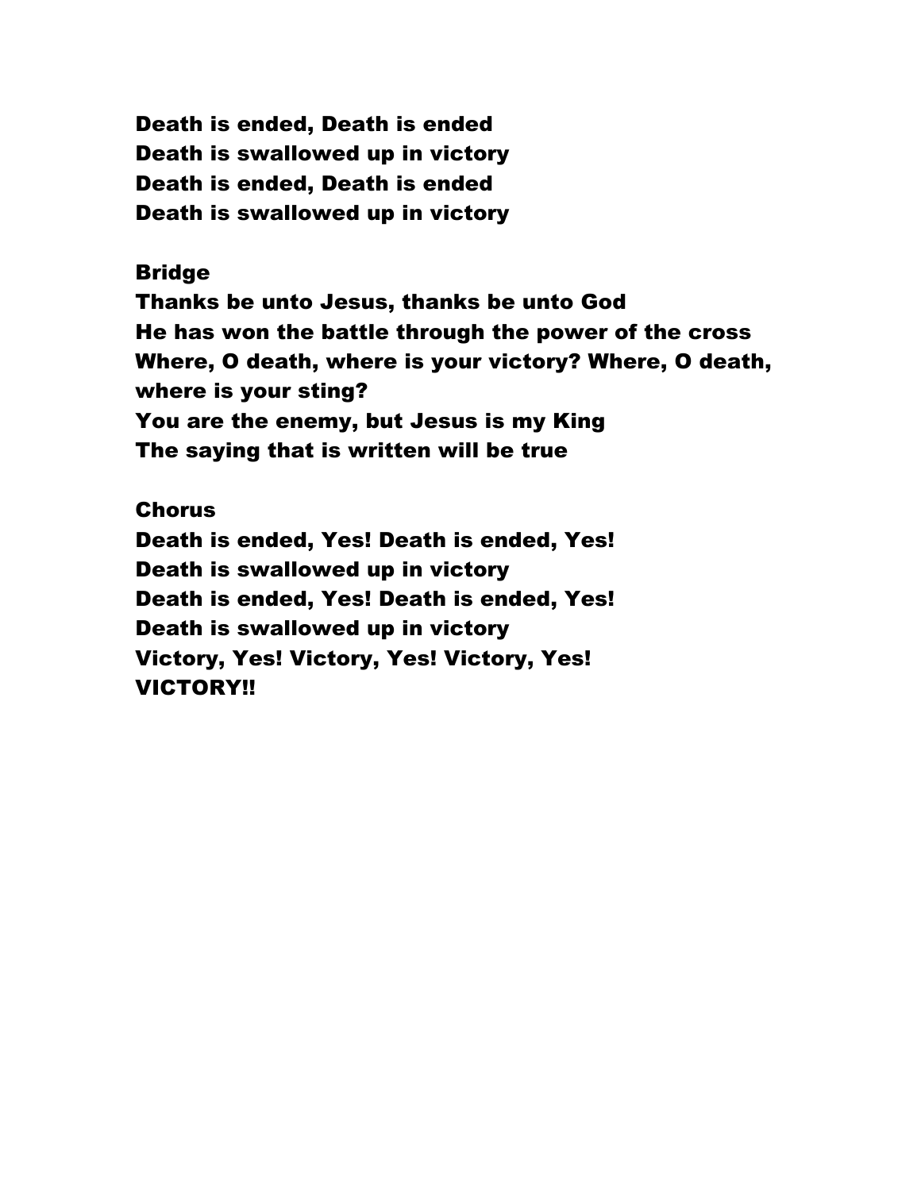**Death is ended, Death is ended**
**Death is swallowed up in victory**
**Death is ended, Death is ended**
**Death is swallowed up in victory**

**Bridge**
**Thanks be unto Jesus, thanks be unto God**
**He has won the battle through the power of the cross**
**Where, O death, where is your victory? Where, O death, where is your sting?**
**You are the enemy, but Jesus is my King**
**The saying that is written will be true**

**Chorus**
**Death is ended, Yes! Death is ended, Yes!**
**Death is swallowed up in victory**
**Death is ended, Yes! Death is ended, Yes!**
**Death is swallowed up in victory**
**Victory, Yes! Victory, Yes! Victory, Yes!**
**VICTORY!!**